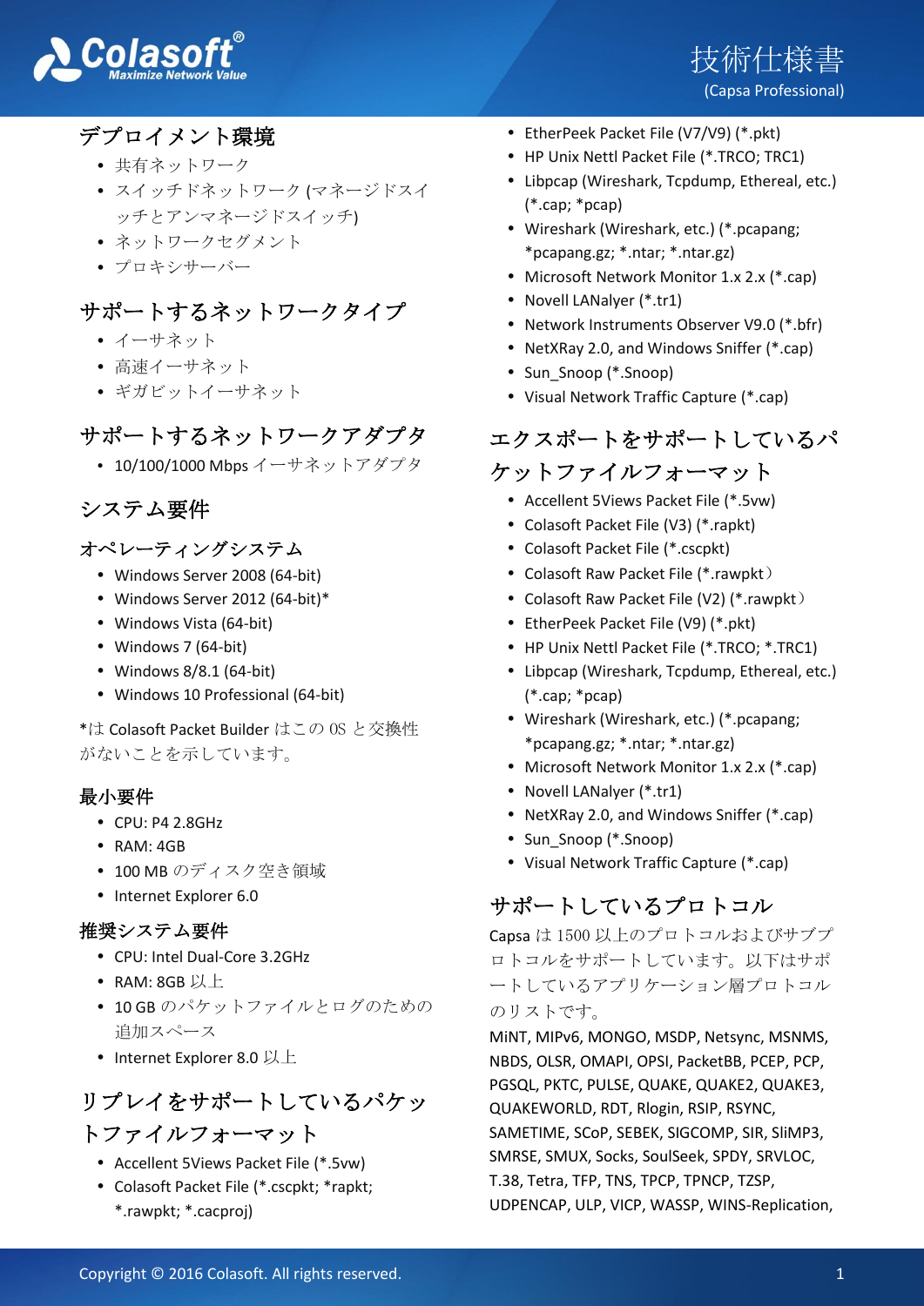# 技術仕様書

(Capsa Professional)

## デプロイメント環境

- 共有ネットワーク
- スイッチドネットワーク (マネージドスイッチとアンマネージドスイッチ)
- ネットワークセグメント
- プロキシサーバー

## サポートするネットワークタイプ

- イーサネット
- 高速イーサネット
- ギガビットイーサネット

## サポートするネットワークアダプタ

- 10/100/1000 Mbps イーサネットアダプタ

## システム要件

### オペレーティングシステム

- Windows Server 2008 (64-bit)
- Windows Server 2012 (64-bit)*
- Windows Vista (64-bit)
- Windows 7 (64-bit)
- Windows 8/8.1 (64-bit)
- Windows 10 Professional (64-bit)

*は Colasoft Packet Builder はこの OS と交換性がないことを示しています。

### 最小要件

- CPU: P4 2.8GHz
- RAM: 4GB
- 100 MB のディスク空き領域
- Internet Explorer 6.0

### 推奨システム要件

- CPU: Intel Dual-Core 3.2GHz
- RAM: 8GB 以上
- 10 GB のパケットファイルとログのための追加スペース
- Internet Explorer 8.0 以上

## リプレイをサポートしているパケットファイルフォーマット

- Accellent 5Views Packet File (*.5vw)
- Colasoft Packet File (*.cscpkt; *rapkt; *.rawpkt; *.cacproj)
- EtherPeek Packet File (V7/V9) (*.pkt)
- HP Unix Nettl Packet File (*.TRCO; TRC1)
- Libpcap (Wireshark, Tcpdump, Ethereal, etc.) (*.cap; *pcap)
- Wireshark (Wireshark, etc.) (*.pcapang; *pcapang.gz; *.ntar; *.ntar.gz)
- Microsoft Network Monitor 1.x 2.x (*.cap)
- Novell LANalyer (*.tr1)
- Network Instruments Observer V9.0 (*.bfr)
- NetXRay 2.0, and Windows Sniffer (*.cap)
- Sun_Snoop (*.Snoop)
- Visual Network Traffic Capture (*.cap)

## エクスポートをサポートしているパケットファイルフォーマット

- Accellent 5Views Packet File (*.5vw)
- Colasoft Packet File (V3) (*.rapkt)
- Colasoft Packet File (*.cscpkt)
- Colasoft Raw Packet File (*.rawpkt）
- Colasoft Raw Packet File (V2) (*.rawpkt）
- EtherPeek Packet File (V9) (*.pkt)
- HP Unix Nettl Packet File (*.TRCO; *.TRC1)
- Libpcap (Wireshark, Tcpdump, Ethereal, etc.) (*.cap; *pcap)
- Wireshark (Wireshark, etc.) (*.pcapang; *pcapang.gz; *.ntar; *.ntar.gz)
- Microsoft Network Monitor 1.x 2.x (*.cap)
- Novell LANalyer (*.tr1)
- NetXRay 2.0, and Windows Sniffer (*.cap)
- Sun_Snoop (*.Snoop)
- Visual Network Traffic Capture (*.cap)

## サポートしているプロトコル

Capsa は 1500 以上のプロトコルおよびサブプロトコルをサポートしています。以下はサポートしているアプリケーション層プロトコルのリストです。

MiNT, MIPv6, MONGO, MSDP, Netsync, MSNMS, NBDS, OLSR, OMAPI, OPSI, PacketBB, PCEP, PCP, PGSQL, PKTC, PULSE, QUAKE, QUAKE2, QUAKE3, QUAKEWORLD, RDT, Rlogin, RSIP, RSYNC, SAMETIME, SCoP, SEBEK, SIGCOMP, SIR, SliMP3, SMRSE, SMUX, Socks, SoulSeek, SPDY, SRVLOC, T.38, Tetra, TFP, TNS, TPCP, TPNCP, TZSP, UDPENCAP, ULP, VICP, WASSP, WINS-Replication,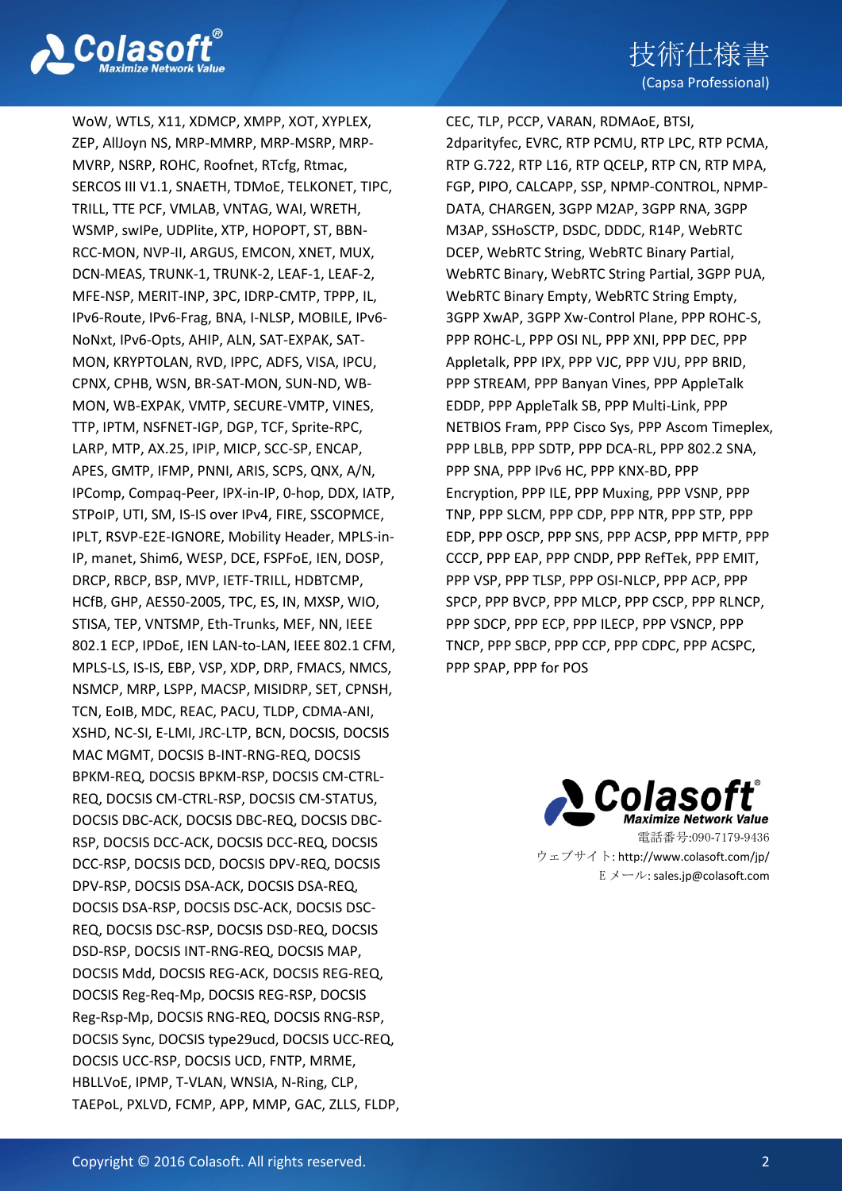WoW, WTLS, X11, XDMCP, XMPP, XOT, XYPLEX, ZEP, AllJoyn NS, MRP-MMRP, MRP-MSRP, MRP-MVRP, NSRP, ROHC, Roofnet, RTcfg, Rtmac, SERCOS III V1.1, SNAETH, TDMoE, TELKONET, TIPC, TRILL, TTE PCF, VMLAB, VNTAG, WAI, WRETH, WSMP, swIPe, UDPlite, XTP, HOPOPT, ST, BBN-RCC-MON, NVP-II, ARGUS, EMCON, XNET, MUX, DCN-MEAS, TRUNK-1, TRUNK-2, LEAF-1, LEAF-2, MFE-NSP, MERIT-INP, 3PC, IDRP-CMTP, TPPP, IL, IPv6-Route, IPv6-Frag, BNA, I-NLSP, MOBILE, IPv6-NoNxt, IPv6-Opts, AHIP, ALN, SAT-EXPAK, SAT-MON, KRYPTOLAN, RVD, IPPC, ADFS, VISA, IPCU, CPNX, CPHB, WSN, BR-SAT-MON, SUN-ND, WB-MON, WB-EXPAK, VMTP, SECURE-VMTP, VINES, TTP, IPTM, NSFNET-IGP, DGP, TCF, Sprite-RPC, LARP, MTP, AX.25, IPIP, MICP, SCC-SP, ENCAP, APES, GMTP, IFMP, PNNI, ARIS, SCPS, QNX, A/N, IPComp, Compaq-Peer, IPX-in-IP, 0-hop, DDX, IATP, STPoIP, UTI, SM, IS-IS over IPv4, FIRE, SSCOPMCE, IPLT, RSVP-E2E-IGNORE, Mobility Header, MPLS-in-IP, manet, Shim6, WESP, DCE, FSPFoE, IEN, DOSP, DRCP, RBCP, BSP, MVP, IETF-TRILL, HDBTCMP, HCfB, GHP, AES50-2005, TPC, ES, IN, MXSP, WIO, STISA, TEP, VNTSMP, Eth-Trunks, MEF, NN, IEEE 802.1 ECP, IPDoE, IEN LAN-to-LAN, IEEE 802.1 CFM, MPLS-LS, IS-IS, EBP, VSP, XDP, DRP, FMACS, NMCS, NSMCP, MRP, LSPP, MACSP, MISIDRP, SET, CPNSH, TCN, EoIB, MDC, REAC, PACU, TLDP, CDMA-ANI, XSHD, NC-SI, E-LMI, JRC-LTP, BCN, DOCSIS, DOCSIS MAC MGMT, DOCSIS B-INT-RNG-REQ, DOCSIS BPKM-REQ, DOCSIS BPKM-RSP, DOCSIS CM-CTRL-REQ, DOCSIS CM-CTRL-RSP, DOCSIS CM-STATUS, DOCSIS DBC-ACK, DOCSIS DBC-REQ, DOCSIS DBC-RSP, DOCSIS DCC-ACK, DOCSIS DCC-REQ, DOCSIS DCC-RSP, DOCSIS DCD, DOCSIS DPV-REQ, DOCSIS DPV-RSP, DOCSIS DSA-ACK, DOCSIS DSA-REQ, DOCSIS DSA-RSP, DOCSIS DSC-ACK, DOCSIS DSC-REQ, DOCSIS DSC-RSP, DOCSIS DSD-REQ, DOCSIS DSD-RSP, DOCSIS INT-RNG-REQ, DOCSIS MAP, DOCSIS Mdd, DOCSIS REG-ACK, DOCSIS REG-REQ, DOCSIS Reg-Req-Mp, DOCSIS REG-RSP, DOCSIS Reg-Rsp-Mp, DOCSIS RNG-REQ, DOCSIS RNG-RSP, DOCSIS Sync, DOCSIS type29ucd, DOCSIS UCC-REQ, DOCSIS UCC-RSP, DOCSIS UCD, FNTP, MRME, HBLLVoE, IPMP, T-VLAN, WNSIA, N-Ring, CLP, TAEPoL, PXLVD, FCMP, APP, MMP, GAC, ZLLS, FLDP, CEC, TLP, PCCP, VARAN, RDMAoE, BTSI, 2dparityfec, EVRC, RTP PCMU, RTP LPC, RTP PCMA, RTP G.722, RTP L16, RTP QCELP, RTP CN, RTP MPA, FGP, PIPO, CALCAPP, SSP, NPMP-CONTROL, NPMP-DATA, CHARGEN, 3GPP M2AP, 3GPP RNA, 3GPP M3AP, SSHoSCTP, DSDC, DDDC, R14P, WebRTC DCEP, WebRTC String, WebRTC Binary Partial, WebRTC Binary, WebRTC String Partial, 3GPP PUA, WebRTC Binary Empty, WebRTC String Empty, 3GPP XwAP, 3GPP Xw-Control Plane, PPP ROHC-S, PPP ROHC-L, PPP OSI NL, PPP XNI, PPP DEC, PPP Appletalk, PPP IPX, PPP VJC, PPP VJU, PPP BRID, PPP STREAM, PPP Banyan Vines, PPP AppleTalk EDDP, PPP AppleTalk SB, PPP Multi-Link, PPP NETBIOS Fram, PPP Cisco Sys, PPP Ascom Timeplex, PPP LBLB, PPP SDTP, PPP DCA-RL, PPP 802.2 SNA, PPP SNA, PPP IPv6 HC, PPP KNX-BD, PPP Encryption, PPP ILE, PPP Muxing, PPP VSNP, PPP TNP, PPP SLCM, PPP CDP, PPP NTR, PPP STP, PPP EDP, PPP OSCP, PPP SNS, PPP ACSP, PPP MFTP, PPP CCCP, PPP EAP, PPP CNDP, PPP RefTek, PPP EMIT, PPP VSP, PPP TLSP, PPP OSI-NLCP, PPP ACP, PPP SPCP, PPP BVCP, PPP MLCP, PPP CSCP, PPP RLNCP, PPP SDCP, PPP ECP, PPP ILECP, PPP VSNCP, PPP TNCP, PPP SBCP, PPP CCP, PPP CDPC, PPP ACSPC, PPP SPAP, PPP for POS

Colasoft®
Maximize Network Value

電話番号:090-7179-9436
ウェブサイト: http://www.colasoft.com/jp/
E メール: sales.jp@colasoft.com

Copyright © 2016 Colasoft. All rights reserved.